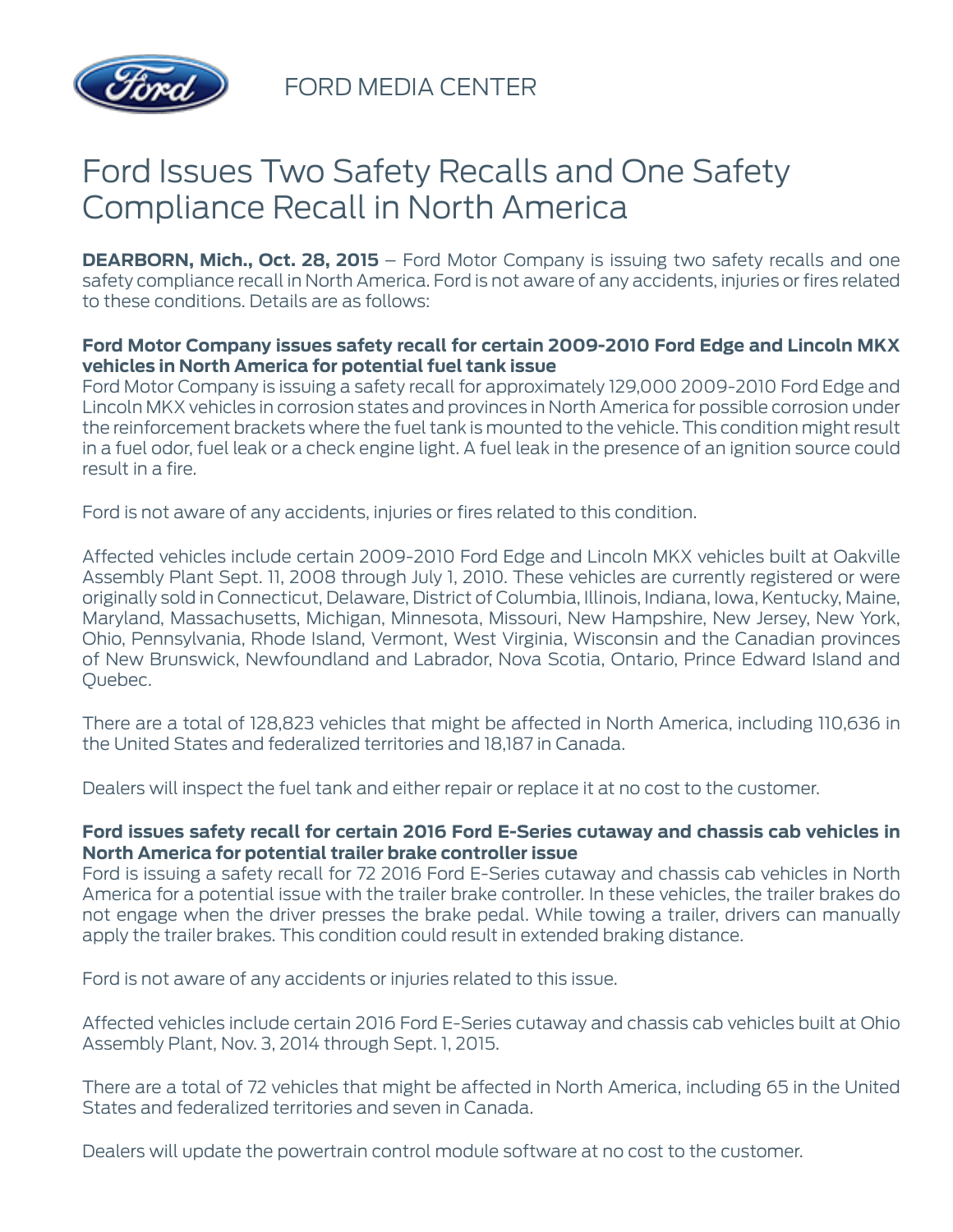FORD MEDIA CENTER

# Ford Issues Two Safety Recalls and One Safety Compliance Recall in North America

**DEARBORN, Mich., Oct. 28, 2015** – Ford Motor Company is issuing two safety recalls and one safety compliance recall in North America. Ford is not aware of any accidents, injuries or fires related to these conditions. Details are as follows:

**Ford Motor Company issues safety recall for certain 2009-2010 Ford Edge and Lincoln MKX vehicles in North America for potential fuel tank issue**
Ford Motor Company is issuing a safety recall for approximately 129,000 2009-2010 Ford Edge and Lincoln MKX vehicles in corrosion states and provinces in North America for possible corrosion under the reinforcement brackets where the fuel tank is mounted to the vehicle. This condition might result in a fuel odor, fuel leak or a check engine light. A fuel leak in the presence of an ignition source could result in a fire.

Ford is not aware of any accidents, injuries or fires related to this condition.

Affected vehicles include certain 2009-2010 Ford Edge and Lincoln MKX vehicles built at Oakville Assembly Plant Sept. 11, 2008 through July 1, 2010. These vehicles are currently registered or were originally sold in Connecticut, Delaware, District of Columbia, Illinois, Indiana, Iowa, Kentucky, Maine, Maryland, Massachusetts, Michigan, Minnesota, Missouri, New Hampshire, New Jersey, New York, Ohio, Pennsylvania, Rhode Island, Vermont, West Virginia, Wisconsin and the Canadian provinces of New Brunswick, Newfoundland and Labrador, Nova Scotia, Ontario, Prince Edward Island and Quebec.

There are a total of 128,823 vehicles that might be affected in North America, including 110,636 in the United States and federalized territories and 18,187 in Canada.

Dealers will inspect the fuel tank and either repair or replace it at no cost to the customer.

**Ford issues safety recall for certain 2016 Ford E-Series cutaway and chassis cab vehicles in North America for potential trailer brake controller issue**
Ford is issuing a safety recall for 72 2016 Ford E-Series cutaway and chassis cab vehicles in North America for a potential issue with the trailer brake controller. In these vehicles, the trailer brakes do not engage when the driver presses the brake pedal. While towing a trailer, drivers can manually apply the trailer brakes. This condition could result in extended braking distance.

Ford is not aware of any accidents or injuries related to this issue.

Affected vehicles include certain 2016 Ford E-Series cutaway and chassis cab vehicles built at Ohio Assembly Plant, Nov. 3, 2014 through Sept. 1, 2015.

There are a total of 72 vehicles that might be affected in North America, including 65 in the United States and federalized territories and seven in Canada.

Dealers will update the powertrain control module software at no cost to the customer.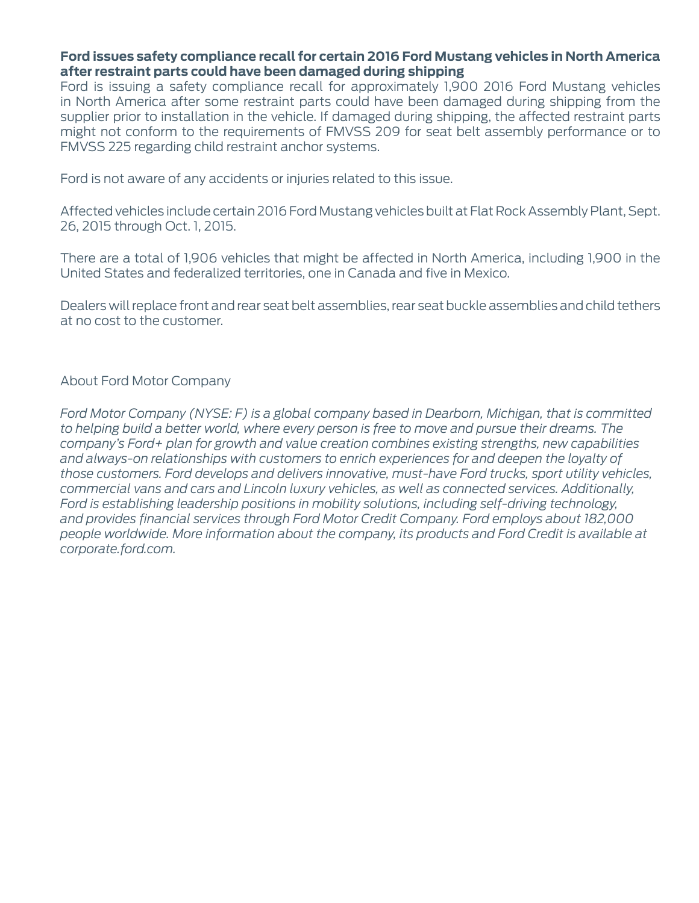**Ford issues safety compliance recall for certain 2016 Ford Mustang vehicles in North America after restraint parts could have been damaged during shipping**

Ford is issuing a safety compliance recall for approximately 1,900 2016 Ford Mustang vehicles in North America after some restraint parts could have been damaged during shipping from the supplier prior to installation in the vehicle. If damaged during shipping, the affected restraint parts might not conform to the requirements of FMVSS 209 for seat belt assembly performance or to FMVSS 225 regarding child restraint anchor systems.

Ford is not aware of any accidents or injuries related to this issue.

Affected vehicles include certain 2016 Ford Mustang vehicles built at Flat Rock Assembly Plant, Sept. 26, 2015 through Oct. 1, 2015.

There are a total of 1,906 vehicles that might be affected in North America, including 1,900 in the United States and federalized territories, one in Canada and five in Mexico.

Dealers will replace front and rear seat belt assemblies, rear seat buckle assemblies and child tethers at no cost to the customer.

About Ford Motor Company

*Ford Motor Company (NYSE: F) is a global company based in Dearborn, Michigan, that is committed to helping build a better world, where every person is free to move and pursue their dreams. The company's Ford+ plan for growth and value creation combines existing strengths, new capabilities and always-on relationships with customers to enrich experiences for and deepen the loyalty of those customers. Ford develops and delivers innovative, must-have Ford trucks, sport utility vehicles, commercial vans and cars and Lincoln luxury vehicles, as well as connected services. Additionally, Ford is establishing leadership positions in mobility solutions, including self-driving technology, and provides financial services through Ford Motor Credit Company. Ford employs about 182,000 people worldwide. More information about the company, its products and Ford Credit is available at corporate.ford.com.*